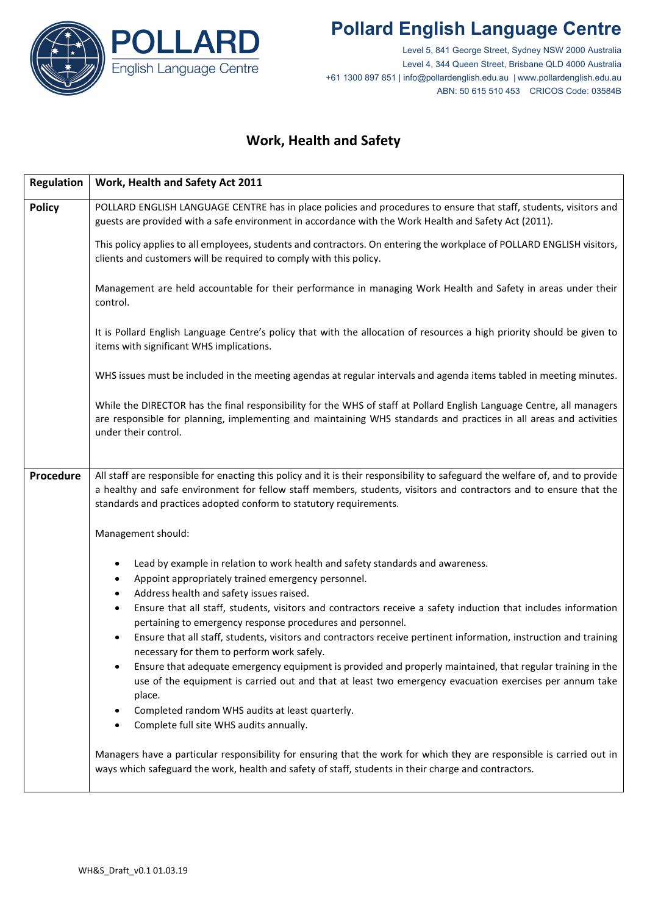# Pollard English Language Centre

Level 5, 841 George Street, Sydney NSW 2000 Australia
Level 4, 344 Queen Street, Brisbane QLD 4000 Australia
+61 1300 897 851 | info@pollardenglish.edu.au | www.pollardenglish.edu.au
ABN: 50 615 510 453 CRICOS Code: 03584B

## Work, Health and Safety

| **Regulation** | **Work, Health and Safety Act 2011** |
|---|---|
| **Policy** | POLLARD ENGLISH LANGUAGE CENTRE has in place policies and procedures to ensure that staff, students, visitors and guests are provided with a safe environment in accordance with the Work Health and Safety Act (2011).<br><br>This policy applies to all employees, students and contractors. On entering the workplace of POLLARD ENGLISH visitors, clients and customers will be required to comply with this policy.<br><br>Management are held accountable for their performance in managing Work Health and Safety in areas under their control.<br><br>It is Pollard English Language Centre's policy that with the allocation of resources a high priority should be given to items with significant WHS implications.<br><br>WHS issues must be included in the meeting agendas at regular intervals and agenda items tabled in meeting minutes.<br><br>While the DIRECTOR has the final responsibility for the WHS of staff at Pollard English Language Centre, all managers are responsible for planning, implementing and maintaining WHS standards and practices in all areas and activities under their control. |
| **Procedure** | All staff are responsible for enacting this policy and it is their responsibility to safeguard the welfare of, and to provide a healthy and safe environment for fellow staff members, students, visitors and contractors and to ensure that the standards and practices adopted conform to statutory requirements.<br><br>Management should:<br><br>• Lead by example in relation to work health and safety standards and awareness.<br>• Appoint appropriately trained emergency personnel.<br>• Address health and safety issues raised.<br>• Ensure that all staff, students, visitors and contractors receive a safety induction that includes information pertaining to emergency response procedures and personnel.<br>• Ensure that all staff, students, visitors and contractors receive pertinent information, instruction and training necessary for them to perform work safely.<br>• Ensure that adequate emergency equipment is provided and properly maintained, that regular training in the use of the equipment is carried out and that at least two emergency evacuation exercises per annum take place.<br>• Completed random WHS audits at least quarterly.<br>• Complete full site WHS audits annually.<br><br>Managers have a particular responsibility for ensuring that the work for which they are responsible is carried out in ways which safeguard the work, health and safety of staff, students in their charge and contractors. |

WH&S_Draft_v0.1 01.03.19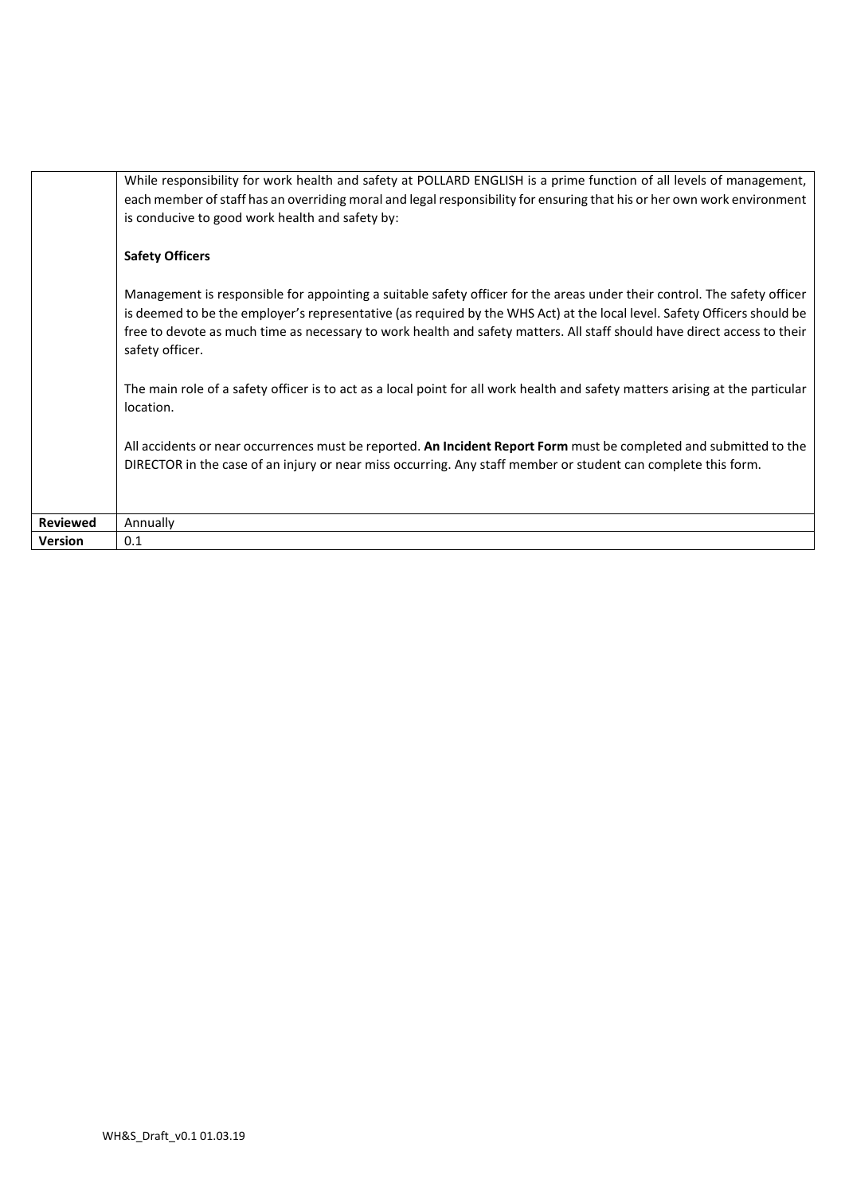| | |
|---|---|
| | While responsibility for work health and safety at POLLARD ENGLISH is a prime function of all levels of management, each member of staff has an overriding moral and legal responsibility for ensuring that his or her own work environment is conducive to good work health and safety by:<br><br>**Safety Officers**<br><br>Management is responsible for appointing a suitable safety officer for the areas under their control. The safety officer is deemed to be the employer's representative (as required by the WHS Act) at the local level. Safety Officers should be free to devote as much time as necessary to work health and safety matters. All staff should have direct access to their safety officer.<br><br>The main role of a safety officer is to act as a local point for all work health and safety matters arising at the particular location.<br><br>All accidents or near occurrences must be reported. **An Incident Report Form** must be completed and submitted to the DIRECTOR in the case of an injury or near miss occurring. Any staff member or student can complete this form. |
| **Reviewed** | Annually |
| **Version** | 0.1 |

WH&S_Draft_v0.1 01.03.19